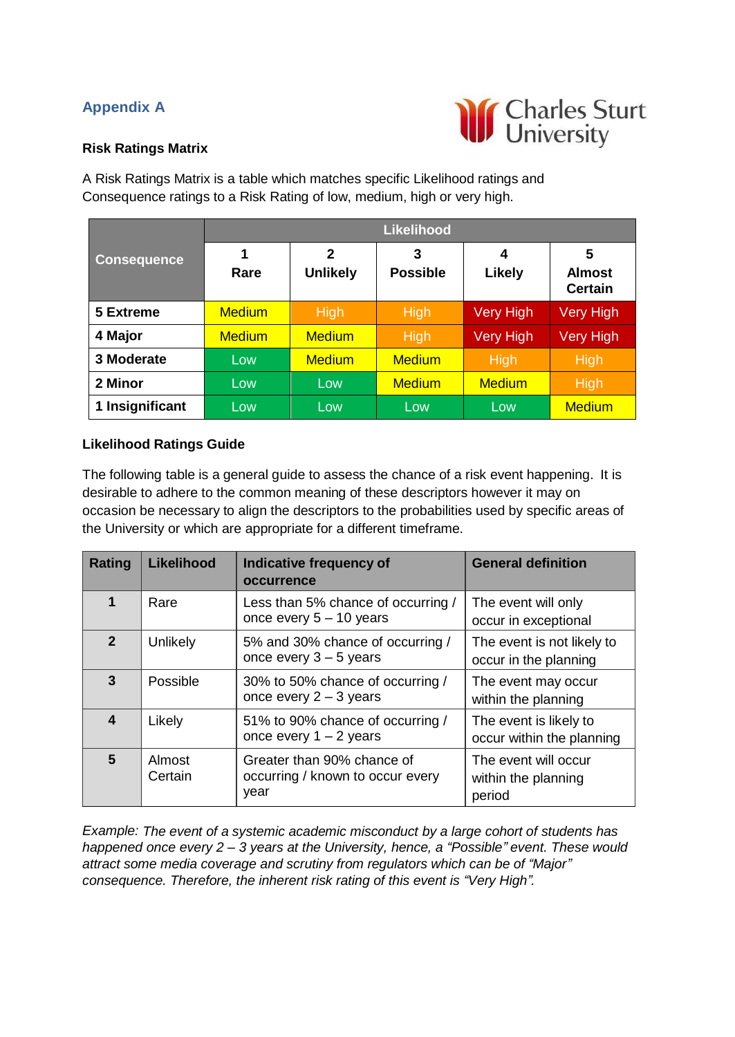## Appendix A

Charles Sturt University

**Risk Ratings Matrix**

A Risk Ratings Matrix is a table which matches specific Likelihood ratings and Consequence ratings to a Risk Rating of low, medium, high or very high.

| Consequence | Likelihood | | | | |
|---|---|---|---|---|---|
| | **1 Rare** | **2 Unlikely** | **3 Possible** | **4 Likely** | **5 Almost Certain** |
| **5 Extreme** | Medium | High | High | Very High | Very High |
| **4 Major** | Medium | Medium | High | Very High | Very High |
| **3 Moderate** | Low | Medium | Medium | High | High |
| **2 Minor** | Low | Low | Medium | Medium | High |
| **1 Insignificant** | Low | Low | Low | Low | Medium |

**Likelihood Ratings Guide**

The following table is a general guide to assess the chance of a risk event happening. It is desirable to adhere to the common meaning of these descriptors however it may on occasion be necessary to align the descriptors to the probabilities used by specific areas of the University or which are appropriate for a different timeframe.

| Rating | Likelihood | Indicative frequency of occurrence | General definition |
|---|---|---|---|
| **1** | Rare | Less than 5% chance of occurring / once every 5 – 10 years | The event will only occur in exceptional |
| **2** | Unlikely | 5% and 30% chance of occurring / once every 3 – 5 years | The event is not likely to occur in the planning |
| **3** | Possible | 30% to 50% chance of occurring / once every 2 – 3 years | The event may occur within the planning |
| **4** | Likely | 51% to 90% chance of occurring / once every 1 – 2 years | The event is likely to occur within the planning |
| **5** | Almost Certain | Greater than 90% chance of occurring / known to occur every year | The event will occur within the planning period |

*Example: The event of a systemic academic misconduct by a large cohort of students has happened once every 2 – 3 years at the University, hence, a "Possible" event. These would attract some media coverage and scrutiny from regulators which can be of "Major" consequence. Therefore, the inherent risk rating of this event is "Very High".*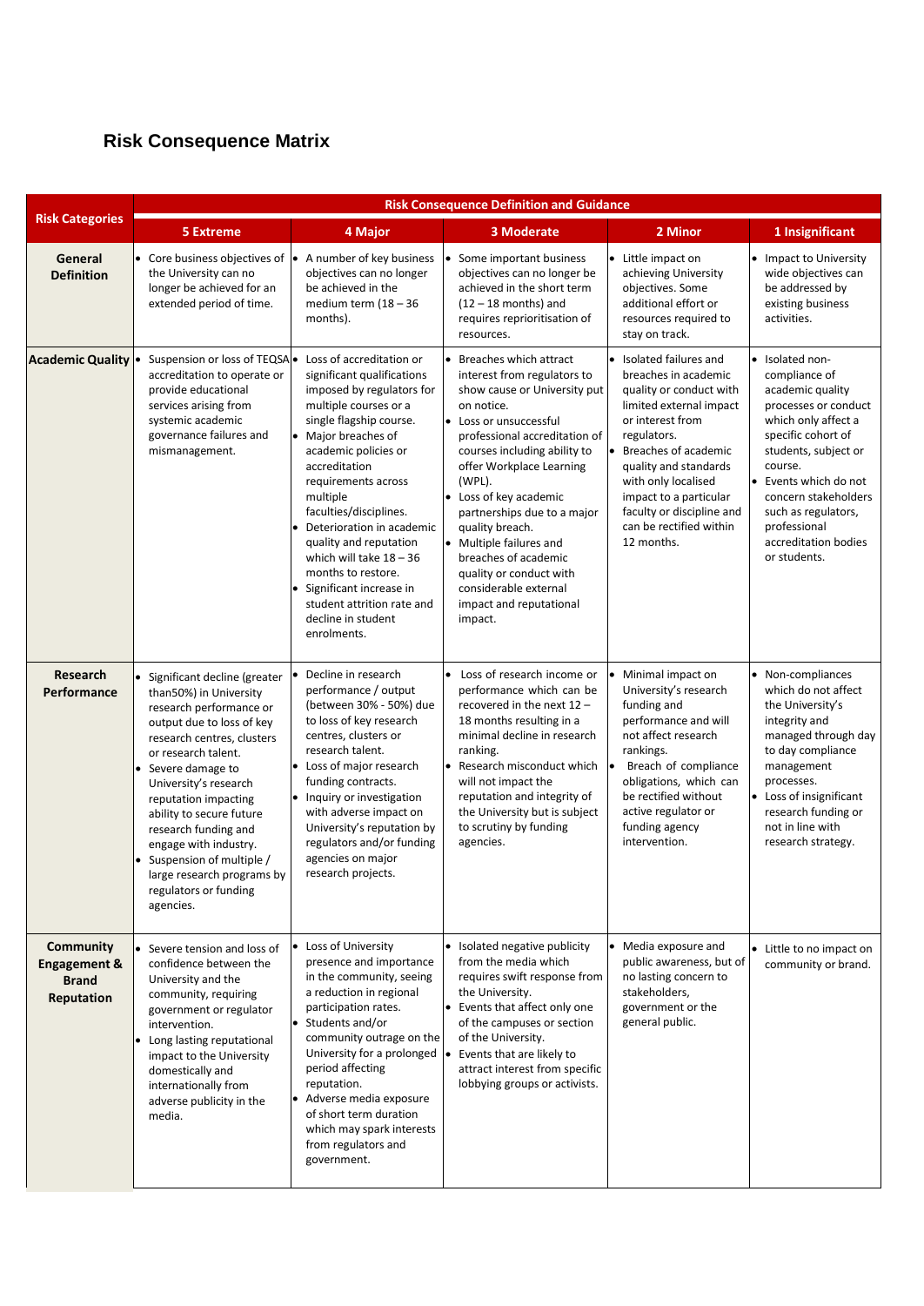## Risk Consequence Matrix

| Risk Categories | Risk Consequence Definition and Guidance | | | | |
|---|---|---|---|---|---|
| | **5 Extreme** | **4 Major** | **3 Moderate** | **2 Minor** | **1 Insignificant** |
| **General Definition** | • Core business objectives of the University can no longer be achieved for an extended period of time. | • A number of key business objectives can no longer be achieved in the medium term (18 – 36 months). | • Some important business objectives can no longer be achieved in the short term (12 – 18 months) and requires reprioritisation of resources. | • Little impact on achieving University objectives. Some additional effort or resources required to stay on track. | • Impact to University wide objectives can be addressed by existing business activities. |
| **Academic Quality** | • Suspension or loss of TEQSA accreditation to operate or provide educational services arising from systemic academic governance failures and mismanagement. | • Loss of accreditation or significant qualifications imposed by regulators for multiple courses or a single flagship course.<br>• Major breaches of academic policies or accreditation requirements across multiple faculties/disciplines.<br>• Deterioration in academic quality and reputation which will take 18 – 36 months to restore.<br>• Significant increase in student attrition rate and decline in student enrolments. | • Breaches which attract interest from regulators to show cause or University put on notice.<br>• Loss or unsuccessful professional accreditation of courses including ability to offer Workplace Learning (WPL).<br>• Loss of key academic partnerships due to a major quality breach.<br>• Multiple failures and breaches of academic quality or conduct with considerable external impact and reputational impact. | • Isolated failures and breaches in academic quality or conduct with limited external impact or interest from regulators.<br>• Breaches of academic quality and standards with only localised impact to a particular faculty or discipline and can be rectified within 12 months. | • Isolated non-compliance of academic quality processes or conduct which only affect a specific cohort of students, subject or course.<br>• Events which do not concern stakeholders such as regulators, professional accreditation bodies or students. |
| **Research Performance** | • Significant decline (greater than50%) in University research performance or output due to loss of key research centres, clusters or research talent.<br>• Severe damage to University's research reputation impacting ability to secure future research funding and engage with industry.<br>• Suspension of multiple / large research programs by regulators or funding agencies. | • Decline in research performance / output (between 30% - 50%) due to loss of key research centres, clusters or research talent.<br>• Loss of major research funding contracts.<br>• Inquiry or investigation with adverse impact on University's reputation by regulators and/or funding agencies on major research projects. | • Loss of research income or performance which can be recovered in the next 12 – 18 months resulting in a minimal decline in research ranking.<br>• Research misconduct which will not impact the reputation and integrity of the University but is subject to scrutiny by funding agencies. | • Minimal impact on University's research funding and performance and will not affect research rankings.<br>• Breach of compliance obligations, which can be rectified without active regulator or funding agency intervention. | • Non-compliances which do not affect the University's integrity and managed through day to day compliance management processes.<br>• Loss of insignificant research funding or not in line with research strategy. |
| **Community Engagement & Brand Reputation** | • Severe tension and loss of confidence between the University and the community, requiring government or regulator intervention.<br>• Long lasting reputational impact to the University domestically and internationally from adverse publicity in the media. | • Loss of University presence and importance in the community, seeing a reduction in regional participation rates.<br>• Students and/or community outrage on the University for a prolonged period affecting reputation.<br>• Adverse media exposure of short term duration which may spark interests from regulators and government. | • Isolated negative publicity from the media which requires swift response from the University.<br>• Events that affect only one of the campuses or section of the University.<br>• Events that are likely to attract interest from specific lobbying groups or activists. | • Media exposure and public awareness, but of no lasting concern to stakeholders, government or the general public. | • Little to no impact on community or brand. |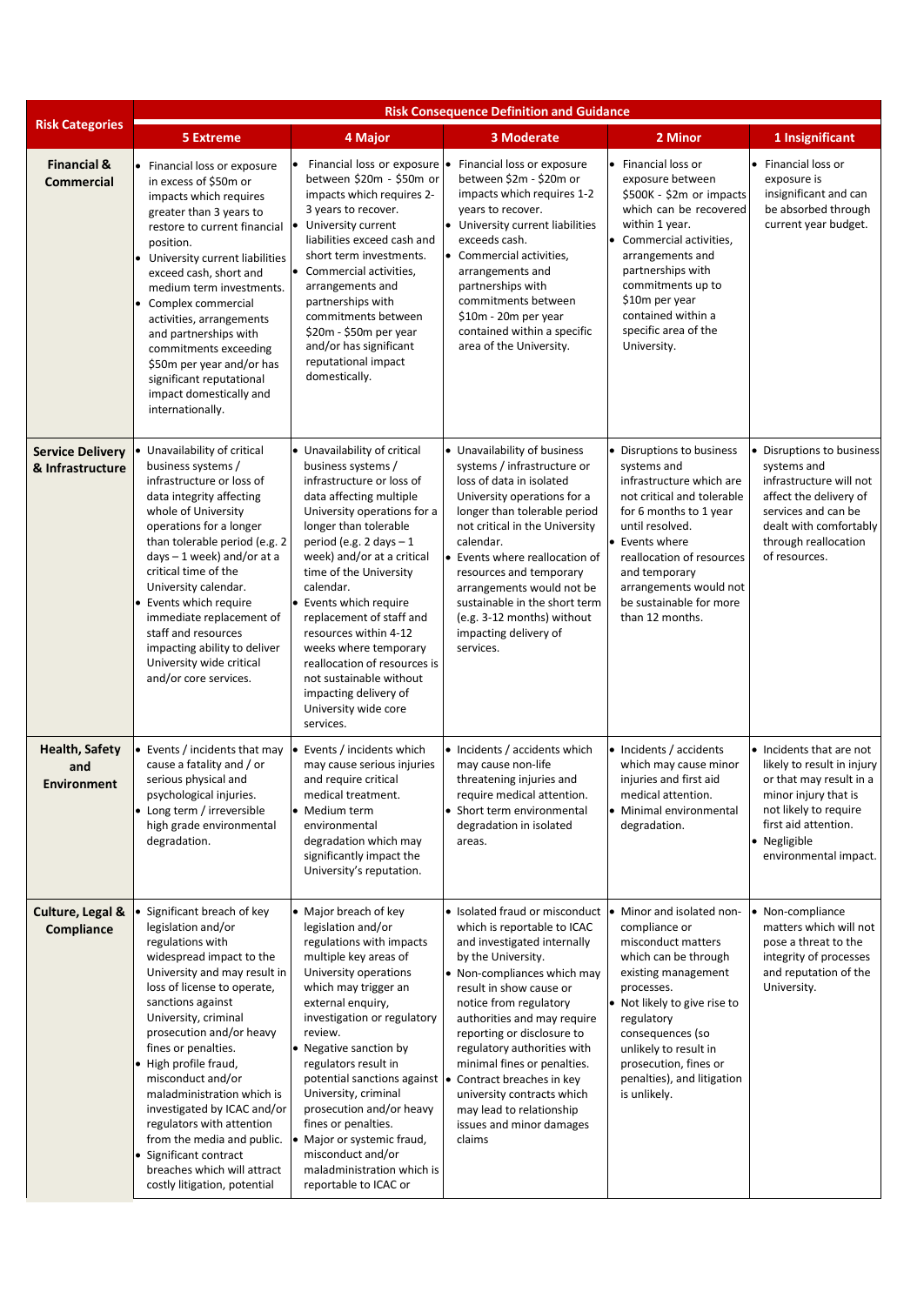| Risk Categories | Risk Consequence Definition and Guidance | | | | |
|---|---|---|---|---|---|
| | **5 Extreme** | **4 Major** | **3 Moderate** | **2 Minor** | **1 Insignificant** |
| **Financial & Commercial** | • Financial loss or exposure in excess of $50m or impacts which requires greater than 3 years to restore to current financial position.<br>• University current liabilities exceed cash, short and medium term investments.<br>• Complex commercial activities, arrangements and partnerships with commitments exceeding $50m per year and/or has significant reputational impact domestically and internationally. | • Financial loss or exposure between $20m - $50m or impacts which requires 2-3 years to recover.<br>• University current liabilities exceed cash and short term investments.<br>• Commercial activities, arrangements and partnerships with commitments between $20m - $50m per year and/or has significant reputational impact domestically. | • Financial loss or exposure between $2m - $20m or impacts which requires 1-2 years to recover.<br>• University current liabilities exceeds cash.<br>• Commercial activities, arrangements and partnerships with commitments between $10m - 20m per year contained within a specific area of the University. | • Financial loss or exposure between $500K - $2m or impacts which can be recovered within 1 year.<br>• Commercial activities, arrangements and partnerships with commitments up to $10m per year contained within a specific area of the University. | • Financial loss or exposure is insignificant and can be absorbed through current year budget. |
| **Service Delivery & Infrastructure** | • Unavailability of critical business systems / infrastructure or loss of data integrity affecting whole of University operations for a longer than tolerable period (e.g. 2 days – 1 week) and/or at a critical time of the University calendar.<br>• Events which require immediate replacement of staff and resources impacting ability to deliver University wide critical and/or core services. | • Unavailability of critical business systems / infrastructure or loss of data affecting multiple University operations for a longer than tolerable period (e.g. 2 days – 1 week) and/or at a critical time of the University calendar.<br>• Events which require replacement of staff and resources within 4-12 weeks where temporary reallocation of resources is not sustainable without impacting delivery of University wide core services. | • Unavailability of business systems / infrastructure or loss of data in isolated University operations for a longer than tolerable period not critical in the University calendar.<br>• Events where reallocation of resources and temporary arrangements would not be sustainable in the short term (e.g. 3-12 months) without impacting delivery of services. | • Disruptions to business systems and infrastructure which are not critical and tolerable for 6 months to 1 year until resolved.<br>• Events where reallocation of resources and temporary arrangements would not be sustainable for more than 12 months. | • Disruptions to business systems and infrastructure will not affect the delivery of services and can be dealt with comfortably through reallocation of resources. |
| **Health, Safety and Environment** | • Events / incidents that may cause a fatality and / or serious physical and psychological injuries.<br>• Long term / irreversible high grade environmental degradation. | • Events / incidents which may cause serious injuries and require critical medical treatment.<br>• Medium term environmental degradation which may significantly impact the University's reputation. | • Incidents / accidents which may cause non-life threatening injuries and require medical attention.<br>• Short term environmental degradation in isolated areas. | • Incidents / accidents which may cause minor injuries and first aid medical attention.<br>• Minimal environmental degradation. | • Incidents that are not likely to result in injury or that may result in a minor injury that is not likely to require first aid attention.<br>• Negligible environmental impact. |
| **Culture, Legal & Compliance** | • Significant breach of key legislation and/or regulations with widespread impact to the University and may result in loss of license to operate, sanctions against University, criminal prosecution and/or heavy fines or penalties.<br>• High profile fraud, misconduct and/or maladministration which is investigated by ICAC and/or regulators with attention from the media and public.<br>• Significant contract breaches which will attract costly litigation, potential | • Major breach of key legislation and/or regulations with impacts multiple key areas of University operations which may trigger an external enquiry, investigation or regulatory review.<br>• Negative sanction by regulators result in potential sanctions against University, criminal prosecution and/or heavy fines or penalties.<br>• Major or systemic fraud, misconduct and/or maladministration which is reportable to ICAC or | • Isolated fraud or misconduct which is reportable to ICAC and investigated internally by the University.<br>• Non-compliances which may result in show cause or notice from regulatory authorities and may require reporting or disclosure to regulatory authorities with minimal fines or penalties.<br>• Contract breaches in key university contracts which may lead to relationship issues and minor damages claims | • Minor and isolated non-compliance or misconduct matters which can be through existing management processes.<br>• Not likely to give rise to regulatory consequences (so unlikely to result in prosecution, fines or penalties), and litigation is unlikely. | • Non-compliance matters which will not pose a threat to the integrity of processes and reputation of the University. |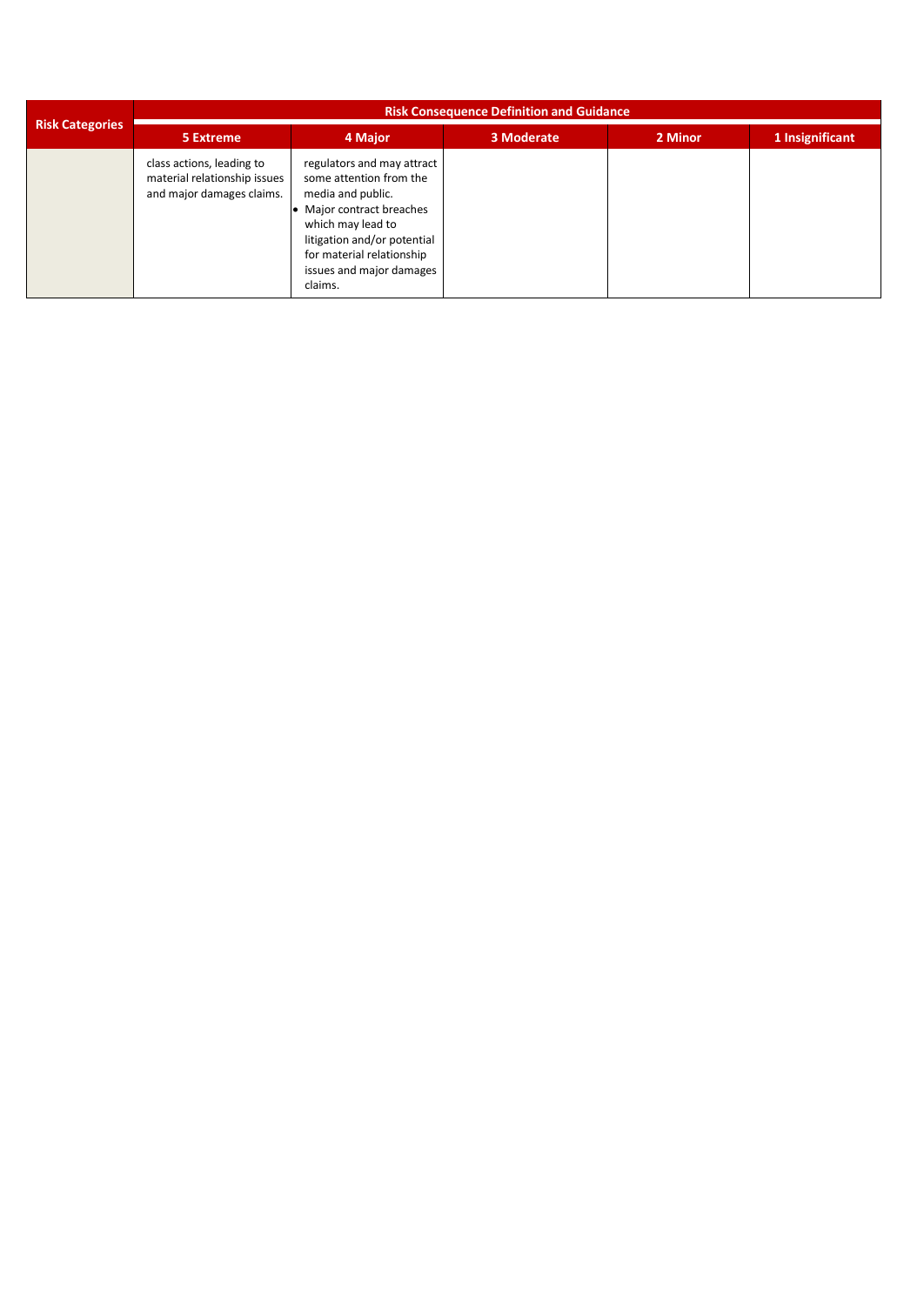| Risk Categories | Risk Consequence Definition and Guidance | | | | |
|---|---|---|---|---|---|
| | 5 Extreme | 4 Major | 3 Moderate | 2 Minor | 1 Insignificant |
| | class actions, leading to material relationship issues and major damages claims. | regulators and may attract some attention from the media and public.<br>• Major contract breaches which may lead to litigation and/or potential for material relationship issues and major damages claims. | | | |